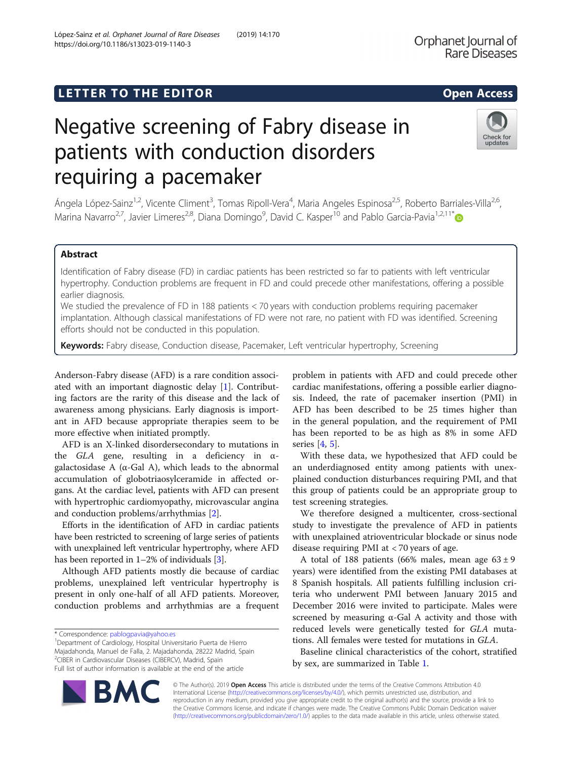LETTER TO THE EDITOR

Open Access

# Negative screening of Fabry disease in patients with conduction disorders requiring a pacemaker

Ángela López-Sainz[1,2], Vicente Climent[3], Tomas Ripoll-Vera[4], Maria Angeles Espinosa[2,5], Roberto Barriales-Villa[2,6], Marina Navarro[2,7], Javier Limeres[2,8], Diana Domingo[9], David C. Kasper[10] and Pablo Garcia-Pavia[1,2,11*]

## Abstract

Identification of Fabry disease (FD) in cardiac patients has been restricted so far to patients with left ventricular hypertrophy. Conduction problems are frequent in FD and could precede other manifestations, offering a possible earlier diagnosis.

We studied the prevalence of FD in 188 patients < 70 years with conduction problems requiring pacemaker implantation. Although classical manifestations of FD were not rare, no patient with FD was identified. Screening efforts should not be conducted in this population.

**Keywords:** Fabry disease, Conduction disease, Pacemaker, Left ventricular hypertrophy, Screening

Anderson-Fabry disease (AFD) is a rare condition associated with an important diagnostic delay [1]. Contributing factors are the rarity of this disease and the lack of awareness among physicians. Early diagnosis is important in AFD because appropriate therapies seem to be more effective when initiated promptly.

AFD is an X-linked disordersecondary to mutations in the *GLA* gene, resulting in a deficiency in α-galactosidase A (α-Gal A), which leads to the abnormal accumulation of globotriaosylceramide in affected organs. At the cardiac level, patients with AFD can present with hypertrophic cardiomyopathy, microvascular angina and conduction problems/arrhythmias [2].

Efforts in the identification of AFD in cardiac patients have been restricted to screening of large series of patients with unexplained left ventricular hypertrophy, where AFD has been reported in 1–2% of individuals [3].

Although AFD patients mostly die because of cardiac problems, unexplained left ventricular hypertrophy is present in only one-half of all AFD patients. Moreover, conduction problems and arrhythmias are a frequent problem in patients with AFD and could precede other cardiac manifestations, offering a possible earlier diagnosis. Indeed, the rate of pacemaker insertion (PMI) in AFD has been described to be 25 times higher than in the general population, and the requirement of PMI has been reported to be as high as 8% in some AFD series [4, 5].

With these data, we hypothesized that AFD could be an underdiagnosed entity among patients with unexplained conduction disturbances requiring PMI, and that this group of patients could be an appropriate group to test screening strategies.

We therefore designed a multicenter, cross-sectional study to investigate the prevalence of AFD in patients with unexplained atrioventricular blockade or sinus node disease requiring PMI at < 70 years of age.

A total of 188 patients (66% males, mean age 63 ± 9 years) were identified from the existing PMI databases at 8 Spanish hospitals. All patients fulfilling inclusion criteria who underwent PMI between January 2015 and December 2016 were invited to participate. Males were screened by measuring α-Gal A activity and those with reduced levels were genetically tested for *GLA* mutations. All females were tested for mutations in *GLA*.

Baseline clinical characteristics of the cohort, stratified by sex, are summarized in Table 1.

\* Correspondence: pablogpavia@yahoo.es
[1]Department of Cardiology, Hospital Universitario Puerta de Hierro Majadahonda, Manuel de Falla, 2. Majadahonda, 28222 Madrid, Spain
[2]CIBER in Cardiovascular Diseases (CIBERCV), Madrid, Spain
Full list of author information is available at the end of the article

© The Author(s). 2019 **Open Access** This article is distributed under the terms of the Creative Commons Attribution 4.0 International License (http://creativecommons.org/licenses/by/4.0/), which permits unrestricted use, distribution, and reproduction in any medium, provided you give appropriate credit to the original author(s) and the source, provide a link to the Creative Commons license, and indicate if changes were made. The Creative Commons Public Domain Dedication waiver (http://creativecommons.org/publicdomain/zero/1.0/) applies to the data made available in this article, unless otherwise stated.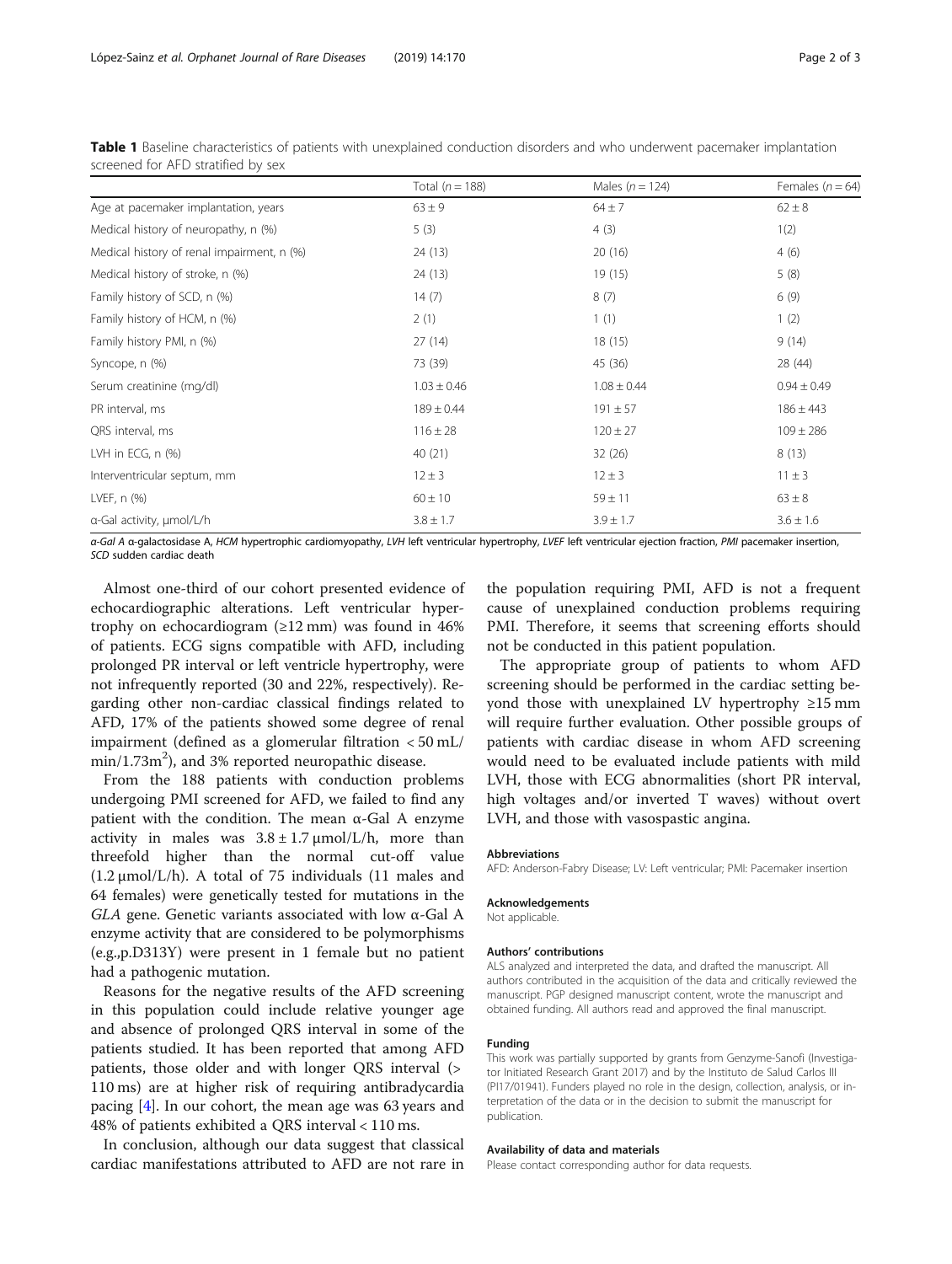**Table 1** Baseline characteristics of patients with unexplained conduction disorders and who underwent pacemaker implantation screened for AFD stratified by sex

| | Total (*n* = 188) | Males (*n* = 124) | Females (*n* = 64) |
|---|---|---|---|
| Age at pacemaker implantation, years | 63 ± 9 | 64 ± 7 | 62 ± 8 |
| Medical history of neuropathy, n (%) | 5 (3) | 4 (3) | 1(2) |
| Medical history of renal impairment, n (%) | 24 (13) | 20 (16) | 4 (6) |
| Medical history of stroke, n (%) | 24 (13) | 19 (15) | 5 (8) |
| Family history of SCD, n (%) | 14 (7) | 8 (7) | 6 (9) |
| Family history of HCM, n (%) | 2 (1) | 1 (1) | 1 (2) |
| Family history PMI, n (%) | 27 (14) | 18 (15) | 9 (14) |
| Syncope, n (%) | 73 (39) | 45 (36) | 28 (44) |
| Serum creatinine (mg/dl) | 1.03 ± 0.46 | 1.08 ± 0.44 | 0.94 ± 0.49 |
| PR interval, ms | 189 ± 0.44 | 191 ± 57 | 186 ± 443 |
| QRS interval, ms | 116 ± 28 | 120 ± 27 | 109 ± 286 |
| LVH in ECG, n (%) | 40 (21) | 32 (26) | 8 (13) |
| Interventricular septum, mm | 12 ± 3 | 12 ± 3 | 11 ± 3 |
| LVEF, n (%) | 60 ± 10 | 59 ± 11 | 63 ± 8 |
| α-Gal activity, μmol/L/h | 3.8 ± 1.7 | 3.9 ± 1.7 | 3.6 ± 1.6 |

*α-Gal A* α-galactosidase A, *HCM* hypertrophic cardiomyopathy, *LVH* left ventricular hypertrophy, *LVEF* left ventricular ejection fraction, *PMI* pacemaker insertion, *SCD* sudden cardiac death

Almost one-third of our cohort presented evidence of echocardiographic alterations. Left ventricular hypertrophy on echocardiogram (≥12 mm) was found in 46% of patients. ECG signs compatible with AFD, including prolonged PR interval or left ventricle hypertrophy, were not infrequently reported (30 and 22%, respectively). Regarding other non-cardiac classical findings related to AFD, 17% of the patients showed some degree of renal impairment (defined as a glomerular filtration < 50 mL/min/1.73m$^2$), and 3% reported neuropathic disease.

From the 188 patients with conduction problems undergoing PMI screened for AFD, we failed to find any patient with the condition. The mean α-Gal A enzyme activity in males was 3.8 ± 1.7 μmol/L/h, more than threefold higher than the normal cut-off value (1.2 μmol/L/h). A total of 75 individuals (11 males and 64 females) were genetically tested for mutations in the *GLA* gene. Genetic variants associated with low α-Gal A enzyme activity that are considered to be polymorphisms (e.g.,p.D313Y) were present in 1 female but no patient had a pathogenic mutation.

Reasons for the negative results of the AFD screening in this population could include relative younger age and absence of prolonged QRS interval in some of the patients studied. It has been reported that among AFD patients, those older and with longer QRS interval (> 110 ms) are at higher risk of requiring antibradycardia pacing [4]. In our cohort, the mean age was 63 years and 48% of patients exhibited a QRS interval < 110 ms.

In conclusion, although our data suggest that classical cardiac manifestations attributed to AFD are not rare in the population requiring PMI, AFD is not a frequent cause of unexplained conduction problems requiring PMI. Therefore, it seems that screening efforts should not be conducted in this patient population.

The appropriate group of patients to whom AFD screening should be performed in the cardiac setting beyond those with unexplained LV hypertrophy ≥15 mm will require further evaluation. Other possible groups of patients with cardiac disease in whom AFD screening would need to be evaluated include patients with mild LVH, those with ECG abnormalities (short PR interval, high voltages and/or inverted T waves) without overt LVH, and those with vasospastic angina.

#### Abbreviations

AFD: Anderson-Fabry Disease; LV: Left ventricular; PMI: Pacemaker insertion

#### Acknowledgements

Not applicable.

#### Authors' contributions

ALS analyzed and interpreted the data, and drafted the manuscript. All authors contributed in the acquisition of the data and critically reviewed the manuscript. PGP designed manuscript content, wrote the manuscript and obtained funding. All authors read and approved the final manuscript.

#### Funding

This work was partially supported by grants from Genzyme-Sanofi (Investigator Initiated Research Grant 2017) and by the Instituto de Salud Carlos III (PI17/01941). Funders played no role in the design, collection, analysis, or interpretation of the data or in the decision to submit the manuscript for publication.

#### Availability of data and materials

Please contact corresponding author for data requests.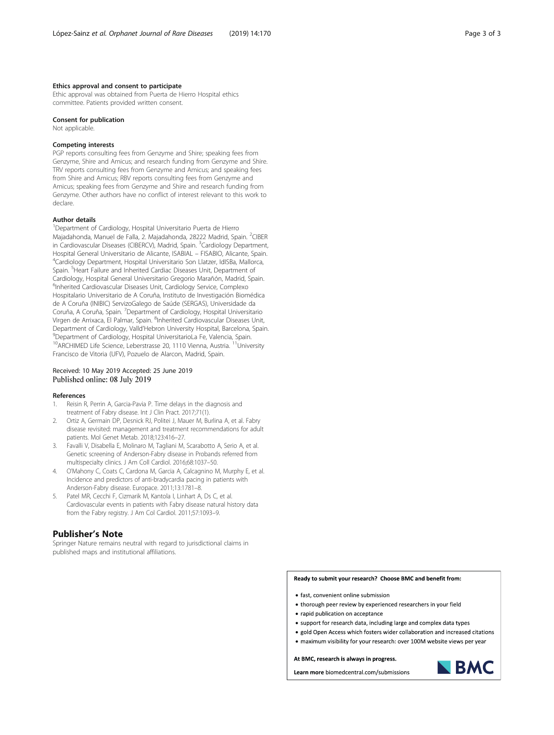#### Ethics approval and consent to participate

Ethic approval was obtained from Puerta de Hierro Hospital ethics committee. Patients provided written consent.

#### Consent for publication

Not applicable.

#### Competing interests

PGP reports consulting fees from Genzyme and Shire; speaking fees from Genzyme, Shire and Amicus; and research funding from Genzyme and Shire. TRV reports consulting fees from Genzyme and Amicus; and speaking fees from Shire and Amicus; RBV reports consulting fees from Genzyme and Amicus; speaking fees from Genzyme and Shire and research funding from Genzyme. Other authors have no conflict of interest relevant to this work to declare.

#### Author details

[1]Department of Cardiology, Hospital Universitario Puerta de Hierro Majadahonda, Manuel de Falla, 2. Majadahonda, 28222 Madrid, Spain. [2]CIBER in Cardiovascular Diseases (CIBERCV), Madrid, Spain. [3]Cardiology Department, Hospital General Universitario de Alicante, ISABIAL – FISABIO, Alicante, Spain. [4]Cardiology Department, Hospital Universitario Son Llatzer, IdISBa, Mallorca, Spain. [5]Heart Failure and Inherited Cardiac Diseases Unit, Department of Cardiology, Hospital General Universitario Gregorio Marañón, Madrid, Spain. [6]Inherited Cardiovascular Diseases Unit, Cardiology Service, Complexo Hospitalario Universitario de A Coruña, Instituto de Investigación Biomédica de A Coruña (INIBIC) ServizoGalego de Saúde (SERGAS), Universidade da Coruña, A Coruña, Spain. [7]Department of Cardiology, Hospital Universitario Virgen de Arrixaca, El Palmar, Spain. [8]Inherited Cardiovascular Diseases Unit, Department of Cardiology, Valld'Hebron University Hospital, Barcelona, Spain. [9]Department of Cardiology, Hospital UniversitarioLa Fe, Valencia, Spain. [10]ARCHIMED Life Science, Leberstrasse 20, 1110 Vienna, Austria. [11]University Francisco de Vitoria (UFV), Pozuelo de Alarcon, Madrid, Spain.

Received: 10 May 2019 Accepted: 25 June 2019
Published online: 08 July 2019

#### References

1. Reisin R, Perrin A, Garcia-Pavia P. Time delays in the diagnosis and treatment of Fabry disease. Int J Clin Pract. 2017;71(1).
2. Ortiz A, Germain DP, Desnick RJ, Politei J, Mauer M, Burlina A, et al. Fabry disease revisited: management and treatment recommendations for adult patients. Mol Genet Metab. 2018;123:416–27.
3. Favalli V, Disabella E, Molinaro M, Tagliani M, Scarabotto A, Serio A, et al. Genetic screening of Anderson-Fabry disease in Probands referred from multispecialty clinics. J Am Coll Cardiol. 2016;68:1037–50.
4. O'Mahony C, Coats C, Cardona M, Garcia A, Calcagnino M, Murphy E, et al. Incidence and predictors of anti-bradycardia pacing in patients with Anderson-Fabry disease. Europace. 2011;13:1781–8.
5. Patel MR, Cecchi F, Cizmarik M, Kantola I, Linhart A, Ds C, et al. Cardiovascular events in patients with Fabry disease natural history data from the Fabry registry. J Am Col Cardiol. 2011;57:1093–9.

## Publisher's Note

Springer Nature remains neutral with regard to jurisdictional claims in published maps and institutional affiliations.

**Ready to submit your research? Choose BMC and benefit from:**

- fast, convenient online submission
- thorough peer review by experienced researchers in your field
- rapid publication on acceptance
- support for research data, including large and complex data types
- gold Open Access which fosters wider collaboration and increased citations
- maximum visibility for your research: over 100M website views per year

**At BMC, research is always in progress.**

**Learn more** biomedcentral.com/submissions

BMC